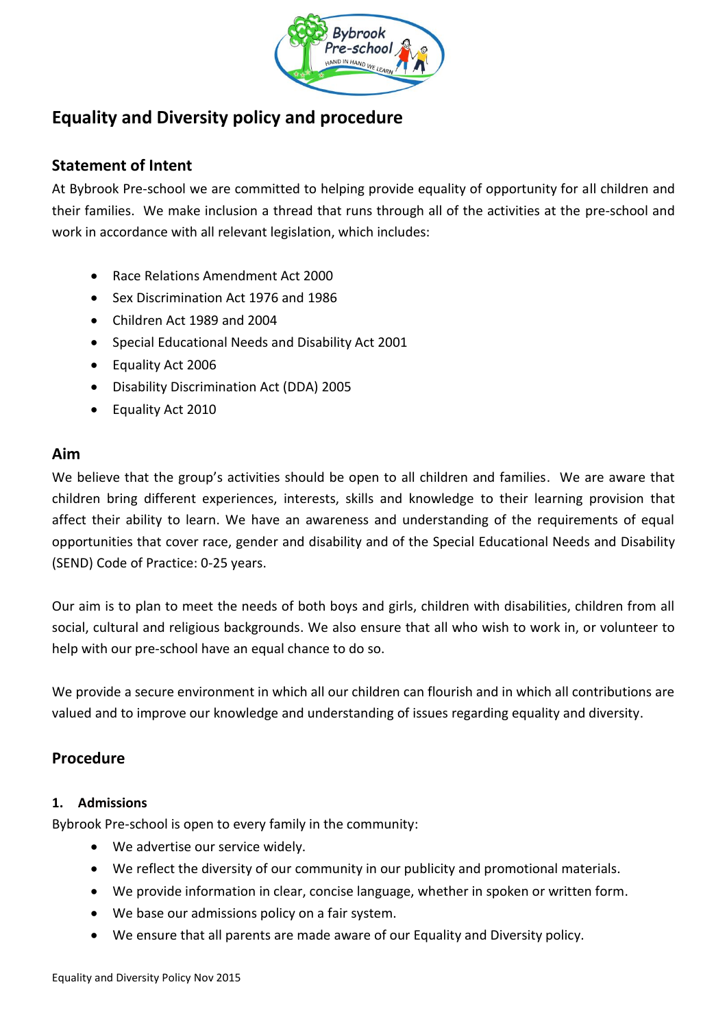# Equality and Diversity policy and procedure

## Statement of Intent

At Bybrook Pre-school we are committed to helping provide equality of opportunity for all children and their families. We make inclusion a thread that runs through all of the activities at the pre-school and work in accordance with all relevant legislation, which includes:

- Race Relations Amendment Act 2000
- Sex Discrimination Act 1976 and 1986
- Children Act 1989 and 2004
- Special Educational Needs and Disability Act 2001
- Equality Act 2006
- Disability Discrimination Act (DDA) 2005
- Equality Act 2010

## Aim

We believe that the group's activities should be open to all children and families. We are aware that children bring different experiences, interests, skills and knowledge to their learning provision that affect their ability to learn. We have an awareness and understanding of the requirements of equal opportunities that cover race, gender and disability and of the Special Educational Needs and Disability (SEND) Code of Practice: 0-25 years.

Our aim is to plan to meet the needs of both boys and girls, children with disabilities, children from all social, cultural and religious backgrounds. We also ensure that all who wish to work in, or volunteer to help with our pre-school have an equal chance to do so.

We provide a secure environment in which all our children can flourish and in which all contributions are valued and to improve our knowledge and understanding of issues regarding equality and diversity.

## Procedure

### 1. Admissions

Bybrook Pre-school is open to every family in the community:

- We advertise our service widely.
- We reflect the diversity of our community in our publicity and promotional materials.
- We provide information in clear, concise language, whether in spoken or written form.
- We base our admissions policy on a fair system.
- We ensure that all parents are made aware of our Equality and Diversity policy.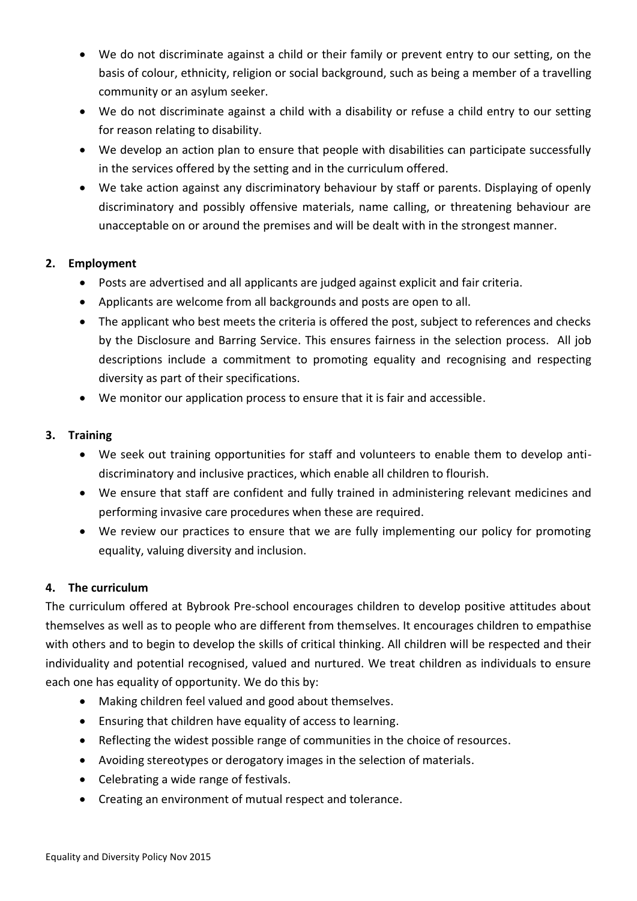- We do not discriminate against a child or their family or prevent entry to our setting, on the basis of colour, ethnicity, religion or social background, such as being a member of a travelling community or an asylum seeker.
- We do not discriminate against a child with a disability or refuse a child entry to our setting for reason relating to disability.
- We develop an action plan to ensure that people with disabilities can participate successfully in the services offered by the setting and in the curriculum offered.
- We take action against any discriminatory behaviour by staff or parents. Displaying of openly discriminatory and possibly offensive materials, name calling, or threatening behaviour are unacceptable on or around the premises and will be dealt with in the strongest manner.

**2. Employment**

- Posts are advertised and all applicants are judged against explicit and fair criteria.
- Applicants are welcome from all backgrounds and posts are open to all.
- The applicant who best meets the criteria is offered the post, subject to references and checks by the Disclosure and Barring Service. This ensures fairness in the selection process. All job descriptions include a commitment to promoting equality and recognising and respecting diversity as part of their specifications.
- We monitor our application process to ensure that it is fair and accessible.

**3. Training**

- We seek out training opportunities for staff and volunteers to enable them to develop anti-discriminatory and inclusive practices, which enable all children to flourish.
- We ensure that staff are confident and fully trained in administering relevant medicines and performing invasive care procedures when these are required.
- We review our practices to ensure that we are fully implementing our policy for promoting equality, valuing diversity and inclusion.

**4. The curriculum**

The curriculum offered at Bybrook Pre-school encourages children to develop positive attitudes about themselves as well as to people who are different from themselves. It encourages children to empathise with others and to begin to develop the skills of critical thinking. All children will be respected and their individuality and potential recognised, valued and nurtured. We treat children as individuals to ensure each one has equality of opportunity. We do this by:

- Making children feel valued and good about themselves.
- Ensuring that children have equality of access to learning.
- Reflecting the widest possible range of communities in the choice of resources.
- Avoiding stereotypes or derogatory images in the selection of materials.
- Celebrating a wide range of festivals.
- Creating an environment of mutual respect and tolerance.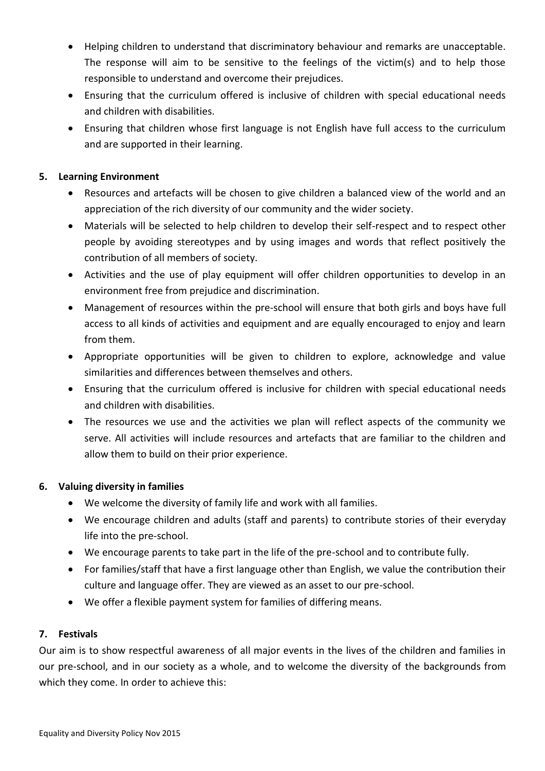- Helping children to understand that discriminatory behaviour and remarks are unacceptable. The response will aim to be sensitive to the feelings of the victim(s) and to help those responsible to understand and overcome their prejudices.
- Ensuring that the curriculum offered is inclusive of children with special educational needs and children with disabilities.
- Ensuring that children whose first language is not English have full access to the curriculum and are supported in their learning.

## 5. Learning Environment

- Resources and artefacts will be chosen to give children a balanced view of the world and an appreciation of the rich diversity of our community and the wider society.
- Materials will be selected to help children to develop their self-respect and to respect other people by avoiding stereotypes and by using images and words that reflect positively the contribution of all members of society.
- Activities and the use of play equipment will offer children opportunities to develop in an environment free from prejudice and discrimination.
- Management of resources within the pre-school will ensure that both girls and boys have full access to all kinds of activities and equipment and are equally encouraged to enjoy and learn from them.
- Appropriate opportunities will be given to children to explore, acknowledge and value similarities and differences between themselves and others.
- Ensuring that the curriculum offered is inclusive for children with special educational needs and children with disabilities.
- The resources we use and the activities we plan will reflect aspects of the community we serve. All activities will include resources and artefacts that are familiar to the children and allow them to build on their prior experience.

## 6. Valuing diversity in families

- We welcome the diversity of family life and work with all families.
- We encourage children and adults (staff and parents) to contribute stories of their everyday life into the pre-school.
- We encourage parents to take part in the life of the pre-school and to contribute fully.
- For families/staff that have a first language other than English, we value the contribution their culture and language offer. They are viewed as an asset to our pre-school.
- We offer a flexible payment system for families of differing means.

## 7. Festivals

Our aim is to show respectful awareness of all major events in the lives of the children and families in our pre-school, and in our society as a whole, and to welcome the diversity of the backgrounds from which they come. In order to achieve this: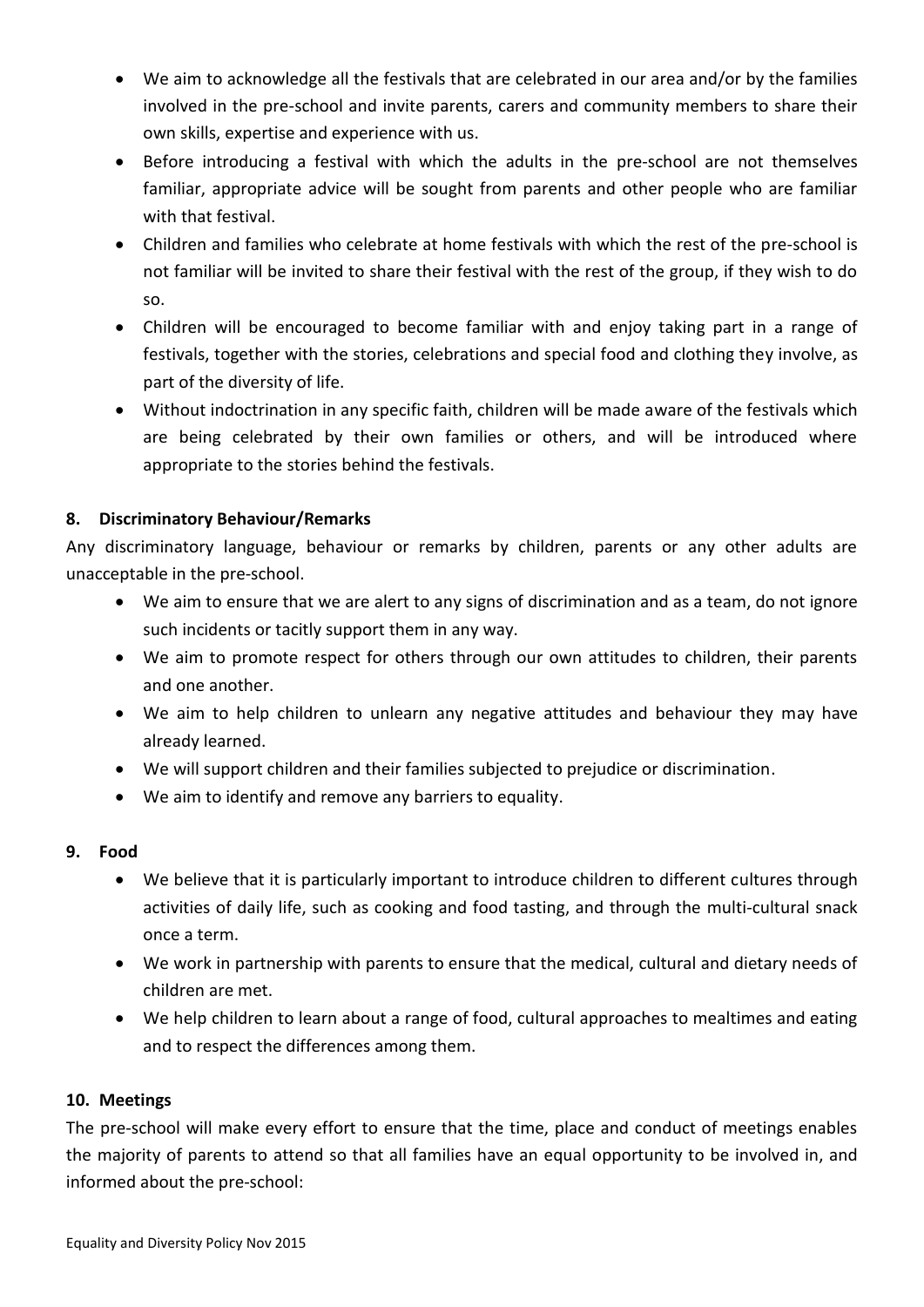- We aim to acknowledge all the festivals that are celebrated in our area and/or by the families involved in the pre-school and invite parents, carers and community members to share their own skills, expertise and experience with us.
- Before introducing a festival with which the adults in the pre-school are not themselves familiar, appropriate advice will be sought from parents and other people who are familiar with that festival.
- Children and families who celebrate at home festivals with which the rest of the pre-school is not familiar will be invited to share their festival with the rest of the group, if they wish to do so.
- Children will be encouraged to become familiar with and enjoy taking part in a range of festivals, together with the stories, celebrations and special food and clothing they involve, as part of the diversity of life.
- Without indoctrination in any specific faith, children will be made aware of the festivals which are being celebrated by their own families or others, and will be introduced where appropriate to the stories behind the festivals.

**8. Discriminatory Behaviour/Remarks**

Any discriminatory language, behaviour or remarks by children, parents or any other adults are unacceptable in the pre-school.

- We aim to ensure that we are alert to any signs of discrimination and as a team, do not ignore such incidents or tacitly support them in any way.
- We aim to promote respect for others through our own attitudes to children, their parents and one another.
- We aim to help children to unlearn any negative attitudes and behaviour they may have already learned.
- We will support children and their families subjected to prejudice or discrimination.
- We aim to identify and remove any barriers to equality.

**9. Food**

- We believe that it is particularly important to introduce children to different cultures through activities of daily life, such as cooking and food tasting, and through the multi-cultural snack once a term.
- We work in partnership with parents to ensure that the medical, cultural and dietary needs of children are met.
- We help children to learn about a range of food, cultural approaches to mealtimes and eating and to respect the differences among them.

**10. Meetings**

The pre-school will make every effort to ensure that the time, place and conduct of meetings enables the majority of parents to attend so that all families have an equal opportunity to be involved in, and informed about the pre-school: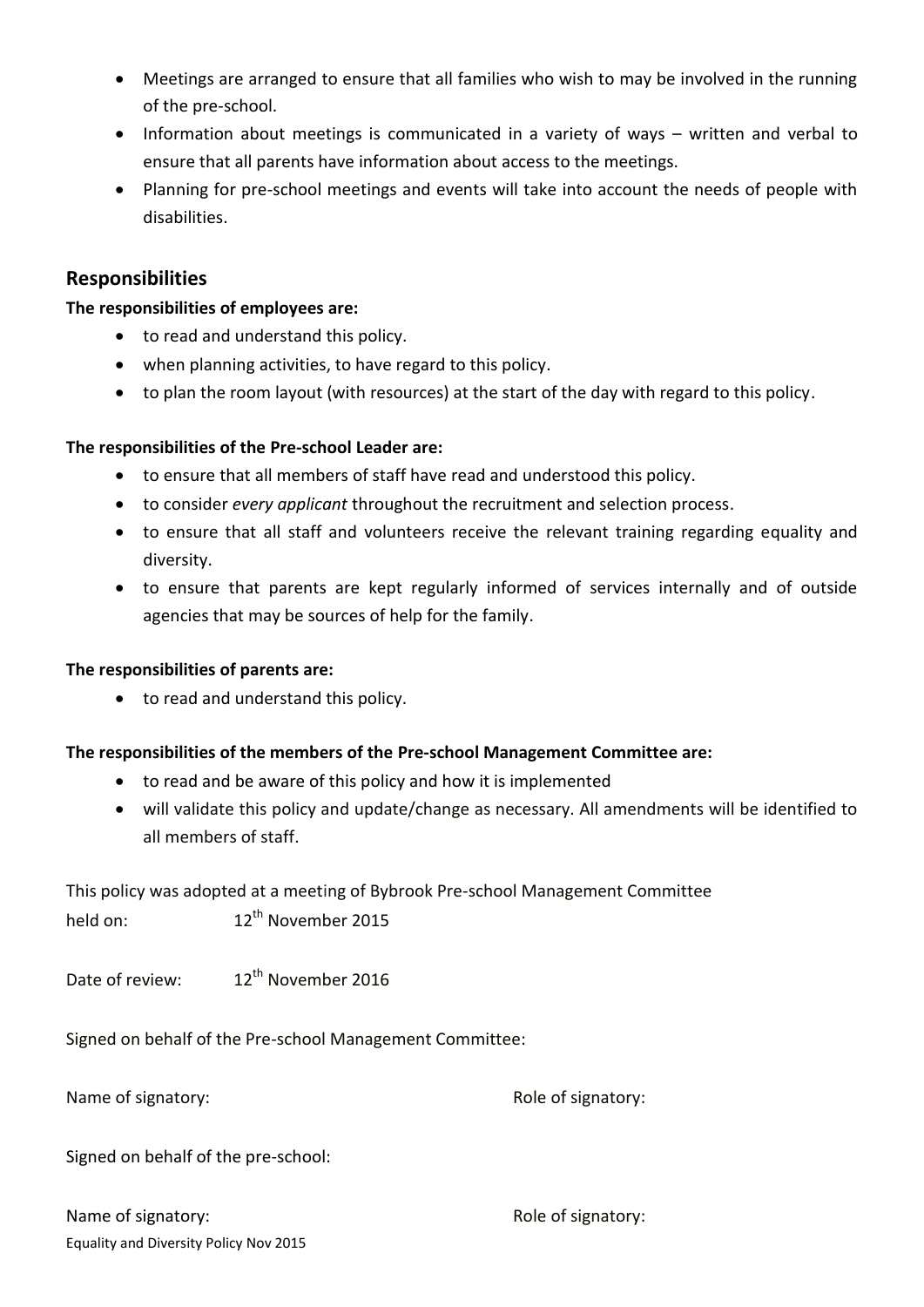- Meetings are arranged to ensure that all families who wish to may be involved in the running of the pre-school.
- Information about meetings is communicated in a variety of ways – written and verbal to ensure that all parents have information about access to the meetings.
- Planning for pre-school meetings and events will take into account the needs of people with disabilities.

## Responsibilities

**The responsibilities of employees are:**

- to read and understand this policy.
- when planning activities, to have regard to this policy.
- to plan the room layout (with resources) at the start of the day with regard to this policy.

**The responsibilities of the Pre-school Leader are:**

- to ensure that all members of staff have read and understood this policy.
- to consider *every applicant* throughout the recruitment and selection process.
- to ensure that all staff and volunteers receive the relevant training regarding equality and diversity.
- to ensure that parents are kept regularly informed of services internally and of outside agencies that may be sources of help for the family.

**The responsibilities of parents are:**

- to read and understand this policy.

**The responsibilities of the members of the Pre-school Management Committee are:**

- to read and be aware of this policy and how it is implemented
- will validate this policy and update/change as necessary. All amendments will be identified to all members of staff.

This policy was adopted at a meeting of Bybrook Pre-school Management Committee

held on: 12th November 2015

Date of review: 12th November 2016

Signed on behalf of the Pre-school Management Committee:

Name of signatory: Role of signatory:

Signed on behalf of the pre-school:

Name of signatory: Role of signatory: